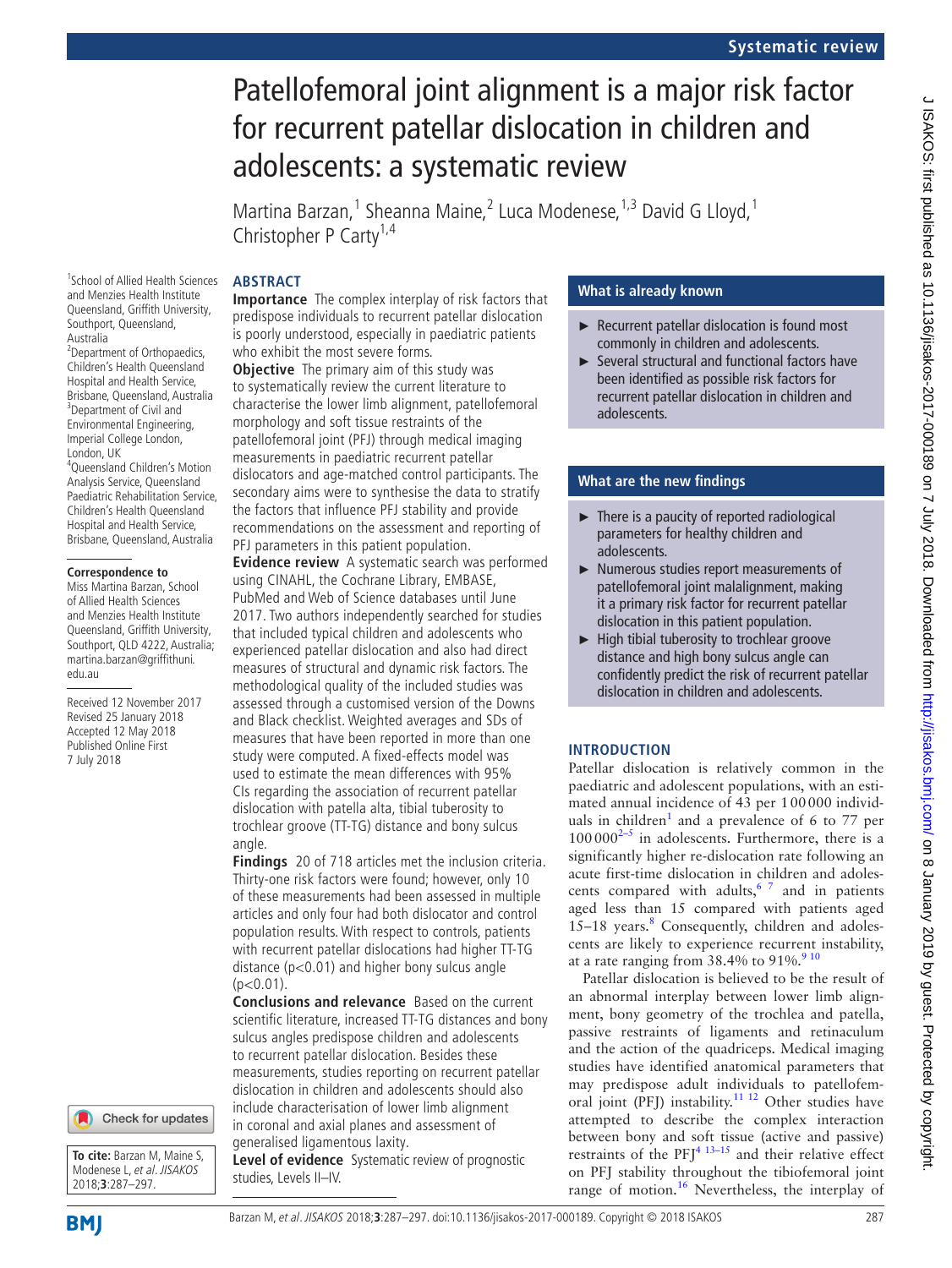# Patellofemoral joint alignment is a major risk factor for recurrent patellar dislocation in children and adolescents: a systematic review

Martina Barzan,[1] Sheanna Maine,[2] Luca Modenese,[1,3] David G Lloyd,[1] Christopher P Carty[1,4]

[1]School of Allied Health Sciences and Menzies Health Institute Queensland, Griffith University, Southport, Queensland, Australia
[2]Department of Orthopaedics, Children's Health Queensland Hospital and Health Service, Brisbane, Queensland, Australia
[3]Department of Civil and Environmental Engineering, Imperial College London, London, UK
[4]Queensland Children's Motion Analysis Service, Queensland Paediatric Rehabilitation Service, Children's Health Queensland Hospital and Health Service, Brisbane, Queensland, Australia

**Correspondence to**
Miss Martina Barzan, School of Allied Health Sciences and Menzies Health Institute Queensland, Griffith University, Southport, QLD 4222, Australia; martina.barzan@griffithuni.edu.au

Received 12 November 2017
Revised 25 January 2018
Accepted 12 May 2018
Published Online First 7 July 2018

**To cite:** Barzan M, Maine S, Modenese L, *et al*. *JISAKOS* 2018;**3**:287–297.

## ABSTRACT

**Importance** The complex interplay of risk factors that predispose individuals to recurrent patellar dislocation is poorly understood, especially in paediatric patients who exhibit the most severe forms.

**Objective** The primary aim of this study was to systematically review the current literature to characterise the lower limb alignment, patellofemoral morphology and soft tissue restraints of the patellofemoral joint (PFJ) through medical imaging measurements in paediatric recurrent patellar dislocators and age-matched control participants. The secondary aims were to synthesise the data to stratify the factors that influence PFJ stability and provide recommendations on the assessment and reporting of PFJ parameters in this patient population.

**Evidence review** A systematic search was performed using CINAHL, the Cochrane Library, EMBASE, PubMed and Web of Science databases until June 2017. Two authors independently searched for studies that included typical children and adolescents who experienced patellar dislocation and also had direct measures of structural and dynamic risk factors. The methodological quality of the included studies was assessed through a customised version of the Downs and Black checklist. Weighted averages and SDs of measures that have been reported in more than one study were computed. A fixed-effects model was used to estimate the mean differences with 95% CIs regarding the association of recurrent patellar dislocation with patella alta, tibial tuberosity to trochlear groove (TT-TG) distance and bony sulcus angle.

**Findings** 20 of 718 articles met the inclusion criteria. Thirty-one risk factors were found; however, only 10 of these measurements had been assessed in multiple articles and only four had both dislocator and control population results. With respect to controls, patients with recurrent patellar dislocations had higher TT-TG distance ($p<0.01$) and higher bony sulcus angle ($p<0.01$).

**Conclusions and relevance** Based on the current scientific literature, increased TT-TG distances and bony sulcus angles predispose children and adolescents to recurrent patellar dislocation. Besides these measurements, studies reporting on recurrent patellar dislocation in children and adolescents should also include characterisation of lower limb alignment in coronal and axial planes and assessment of generalised ligamentous laxity.

**Level of evidence** Systematic review of prognostic studies, Levels II–IV.

### What is already known

- Recurrent patellar dislocation is found most commonly in children and adolescents.
- Several structural and functional factors have been identified as possible risk factors for recurrent patellar dislocation in children and adolescents.

### What are the new findings

- There is a paucity of reported radiological parameters for healthy children and adolescents.
- Numerous studies report measurements of patellofemoral joint malalignment, making it a primary risk factor for recurrent patellar dislocation in this patient population.
- High tibial tuberosity to trochlear groove distance and high bony sulcus angle can confidently predict the risk of recurrent patellar dislocation in children and adolescents.

## INTRODUCTION

Patellar dislocation is relatively common in the paediatric and adolescent populations, with an estimated annual incidence of 43 per 100 000 individuals in children[1] and a prevalence of 6 to 77 per 100 000[2–5] in adolescents. Furthermore, there is a significantly higher re-dislocation rate following an acute first-time dislocation in children and adolescents compared with adults,[6 7] and in patients aged less than 15 compared with patients aged 15–18 years.[8] Consequently, children and adolescents are likely to experience recurrent instability, at a rate ranging from 38.4% to 91%.[9 10]

Patellar dislocation is believed to be the result of an abnormal interplay between lower limb alignment, bony geometry of the trochlea and patella, passive restraints of ligaments and retinaculum and the action of the quadriceps. Medical imaging studies have identified anatomical parameters that may predispose adult individuals to patellofemoral joint (PFJ) instability.[11 12] Other studies have attempted to describe the complex interaction between bony and soft tissue (active and passive) restraints of the PFJ[4 13–15] and their relative effect on PFJ stability throughout the tibiofemoral joint range of motion.[16] Nevertheless, the interplay of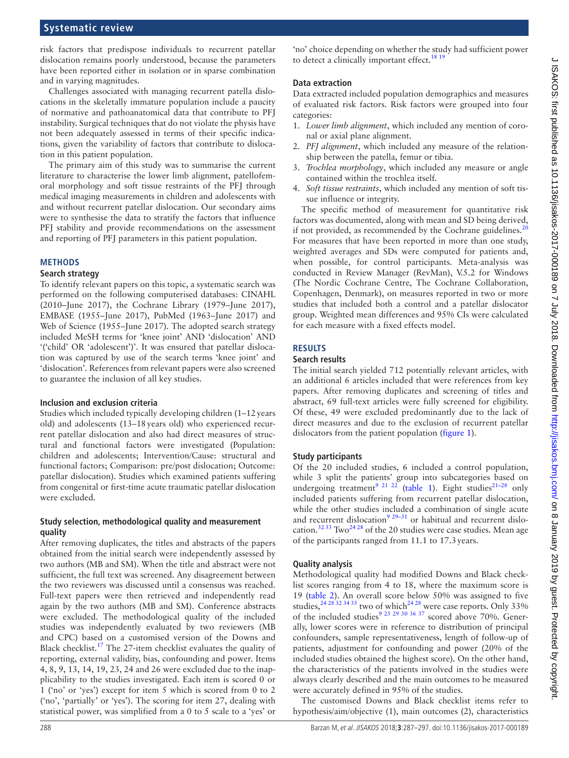risk factors that predispose individuals to recurrent patellar dislocation remains poorly understood, because the parameters have been reported either in isolation or in sparse combination and in varying magnitudes.

Challenges associated with managing recurrent patella dislocations in the skeletally immature population include a paucity of normative and pathoanatomical data that contribute to PFJ instability. Surgical techniques that do not violate the physis have not been adequately assessed in terms of their specific indications, given the variability of factors that contribute to dislocation in this patient population.

The primary aim of this study was to summarise the current literature to characterise the lower limb alignment, patellofemoral morphology and soft tissue restraints of the PFJ through medical imaging measurements in children and adolescents with and without recurrent patellar dislocation. Our secondary aims were to synthesise the data to stratify the factors that influence PFJ stability and provide recommendations on the assessment and reporting of PFJ parameters in this patient population.

## METHODS

### Search strategy

To identify relevant papers on this topic, a systematic search was performed on the following computerised databases: CINAHL (2010–June 2017), the Cochrane Library (1979–June 2017), EMBASE (1955–June 2017), PubMed (1963–June 2017) and Web of Science (1955–June 2017). The adopted search strategy included MeSH terms for 'knee joint' AND 'dislocation' AND '('child' OR 'adolescent')'. It was ensured that patellar dislocation was captured by use of the search terms 'knee joint' and 'dislocation'. References from relevant papers were also screened to guarantee the inclusion of all key studies.

### Inclusion and exclusion criteria

Studies which included typically developing children (1–12 years old) and adolescents (13–18 years old) who experienced recurrent patellar dislocation and also had direct measures of structural and functional factors were investigated (Population: children and adolescents; Intervention/Cause: structural and functional factors; Comparison: pre/post dislocation; Outcome: patellar dislocation). Studies which examined patients suffering from congenital or first-time acute traumatic patellar dislocation were excluded.

### Study selection, methodological quality and measurement quality

After removing duplicates, the titles and abstracts of the papers obtained from the initial search were independently assessed by two authors (MB and SM). When the title and abstract were not sufficient, the full text was screened. Any disagreement between the two reviewers was discussed until a consensus was reached. Full-text papers were then retrieved and independently read again by the two authors (MB and SM). Conference abstracts were excluded. The methodological quality of the included studies was independently evaluated by two reviewers (MB and CPC) based on a customised version of the Downs and Black checklist.[17] The 27-item checklist evaluates the quality of reporting, external validity, bias, confounding and power. Items 4, 8, 9, 13, 14, 19, 23, 24 and 26 were excluded due to the inapplicability to the studies investigated. Each item is scored 0 or 1 ('no' or 'yes') except for item 5 which is scored from 0 to 2 ('no', 'partially' or 'yes'). The scoring for item 27, dealing with statistical power, was simplified from a 0 to 5 scale to a 'yes' or 'no' choice depending on whether the study had sufficient power to detect a clinically important effect.[18 19]

### Data extraction

Data extracted included population demographics and measures of evaluated risk factors. Risk factors were grouped into four categories:

1. *Lower limb alignment*, which included any mention of coronal or axial plane alignment.
2. *PFJ alignment*, which included any measure of the relationship between the patella, femur or tibia.
3. *Trochlea morphology*, which included any measure or angle contained within the trochlea itself.
4. *Soft tissue restraints*, which included any mention of soft tissue influence or integrity.

The specific method of measurement for quantitative risk factors was documented, along with mean and SD being derived, if not provided, as recommended by the Cochrane guidelines.[20] For measures that have been reported in more than one study, weighted averages and SDs were computed for patients and, when possible, for control participants. Meta-analysis was conducted in Review Manager (RevMan), V.5.2 for Windows (The Nordic Cochrane Centre, The Cochrane Collaboration, Copenhagen, Denmark), on measures reported in two or more studies that included both a control and a patellar dislocator group. Weighted mean differences and 95% CIs were calculated for each measure with a fixed effects model.

## RESULTS

### Search results

The initial search yielded 712 potentially relevant articles, with an additional 6 articles included that were references from key papers. After removing duplicates and screening of titles and abstract, 69 full-text articles were fully screened for eligibility. Of these, 49 were excluded predominantly due to the lack of direct measures and due to the exclusion of recurrent patellar dislocators from the patient population (figure 1).

### Study participants

Of the 20 included studies, 6 included a control population, while 3 split the patients' group into subcategories based on undergoing treatment[9 21 22] (table 1). Eight studies[21–28] only included patients suffering from recurrent patellar dislocation, while the other studies included a combination of single acute and recurrent dislocation[9 29–31] or habitual and recurrent dislocation.[32 33] Two[24 28] of the 20 studies were case studies. Mean age of the participants ranged from 11.1 to 17.3 years.

### Quality analysis

Methodological quality had modified Downs and Black checklist scores ranging from 4 to 18, where the maximum score is 19 (table 2). An overall score below 50% was assigned to five studies,[24 28 32 34 35] two of which[24 28] were case reports. Only 33% of the included studies[9 23 29 30 36 37] scored above 70%. Generally, lower scores were in reference to distribution of principal confounders, sample representativeness, length of follow-up of patients, adjustment for confounding and power (20% of the included studies obtained the highest score). On the other hand, the characteristics of the patients involved in the studies were always clearly described and the main outcomes to be measured were accurately defined in 95% of the studies.

The customised Downs and Black checklist items refer to hypothesis/aim/objective (1), main outcomes (2), characteristics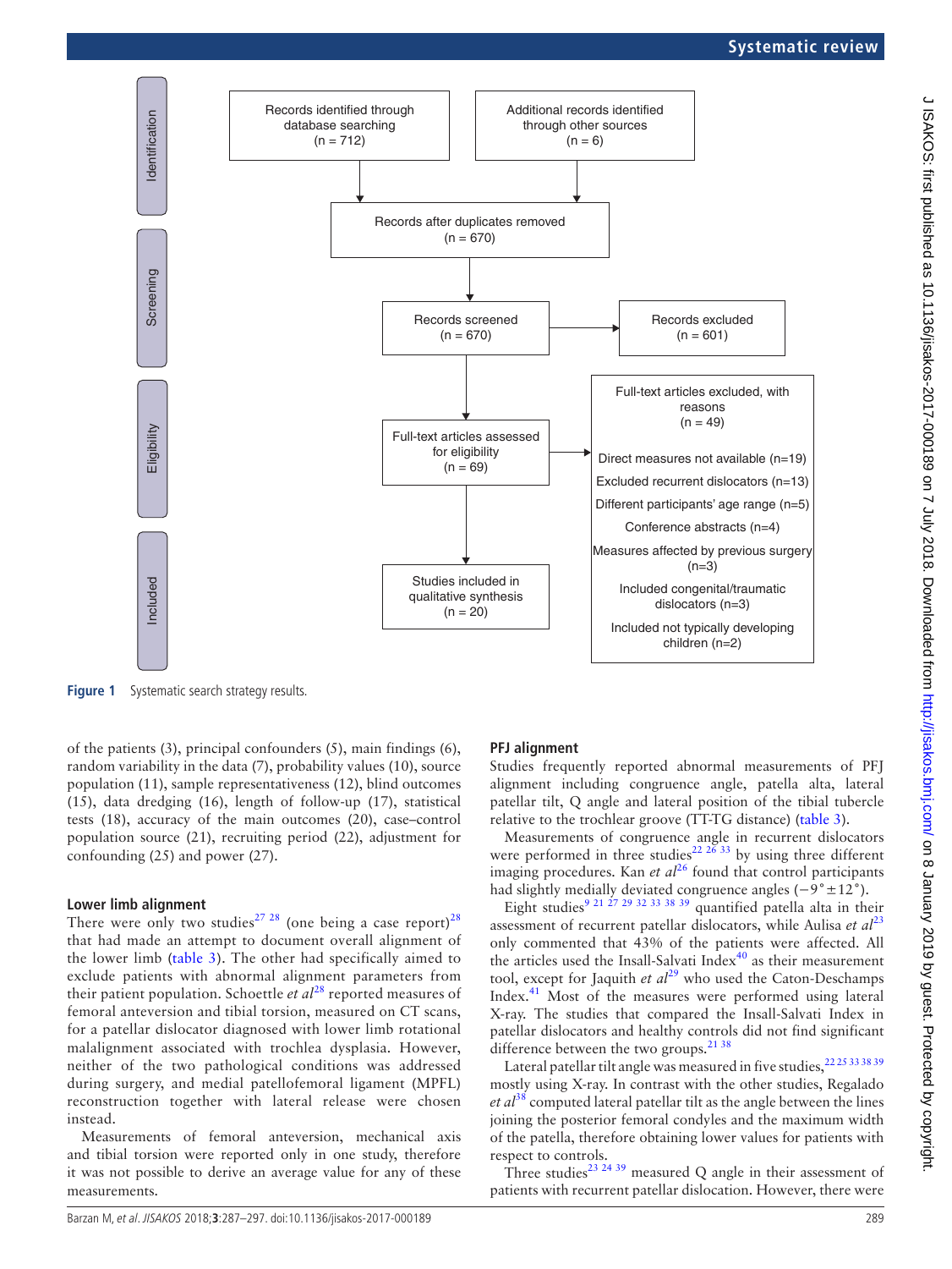Identification

Screening

Eligibility

Included

Records identified through database searching (n = 712)

Additional records identified through other sources (n = 6)

Records after duplicates removed (n = 670)

Records screened (n = 670)

Records excluded (n = 601)

Full-text articles assessed for eligibility (n = 69)

Full-text articles excluded, with reasons (n = 49)

Direct measures not available (n=19)

Excluded recurrent dislocators (n=13)

Different participants' age range (n=5)

Conference abstracts (n=4)

Measures affected by previous surgery (n=3)

Included congenital/traumatic dislocators (n=3)

Included not typically developing children (n=2)

Studies included in qualitative synthesis (n = 20)

**Figure 1** Systematic search strategy results.

of the patients (3), principal confounders (5), main findings (6), random variability in the data (7), probability values (10), source population (11), sample representativeness (12), blind outcomes (15), data dredging (16), length of follow-up (17), statistical tests (18), accuracy of the main outcomes (20), case–control population source (21), recruiting period (22), adjustment for confounding (25) and power (27).

### Lower limb alignment

There were only two studies[27 28] (one being a case report)[28] that had made an attempt to document overall alignment of the lower limb (table 3). The other had specifically aimed to exclude patients with abnormal alignment parameters from their patient population. Schoettle *et al*[28] reported measures of femoral anteversion and tibial torsion, measured on CT scans, for a patellar dislocator diagnosed with lower limb rotational malalignment associated with trochlea dysplasia. However, neither of the two pathological conditions was addressed during surgery, and medial patellofemoral ligament (MPFL) reconstruction together with lateral release were chosen instead.

Measurements of femoral anteversion, mechanical axis and tibial torsion were reported only in one study, therefore it was not possible to derive an average value for any of these measurements.

### PFJ alignment

Studies frequently reported abnormal measurements of PFJ alignment including congruence angle, patella alta, lateral patellar tilt, Q angle and lateral position of the tibial tubercle relative to the trochlear groove (TT-TG distance) (table 3).

Measurements of congruence angle in recurrent dislocators were performed in three studies[22 26 33] by using three different imaging procedures. Kan *et al*[26] found that control participants had slightly medially deviated congruence angles (−9°±12°).

Eight studies[9 21 27 29 32 33 38 39] quantified patella alta in their assessment of recurrent patellar dislocators, while Aulisa *et al*[23] only commented that 43% of the patients were affected. All the articles used the Insall-Salvati Index[40] as their measurement tool, except for Jaquith *et al*[29] who used the Caton-Deschamps Index.[41] Most of the measures were performed using lateral X-ray. The studies that compared the Insall-Salvati Index in patellar dislocators and healthy controls did not find significant difference between the two groups.[21 38]

Lateral patellar tilt angle was measured in five studies,[22 25 33 38 39] mostly using X-ray. In contrast with the other studies, Regalado *et al*[38] computed lateral patellar tilt as the angle between the lines joining the posterior femoral condyles and the maximum width of the patella, therefore obtaining lower values for patients with respect to controls.

Three studies[23 24 39] measured Q angle in their assessment of patients with recurrent patellar dislocation. However, there were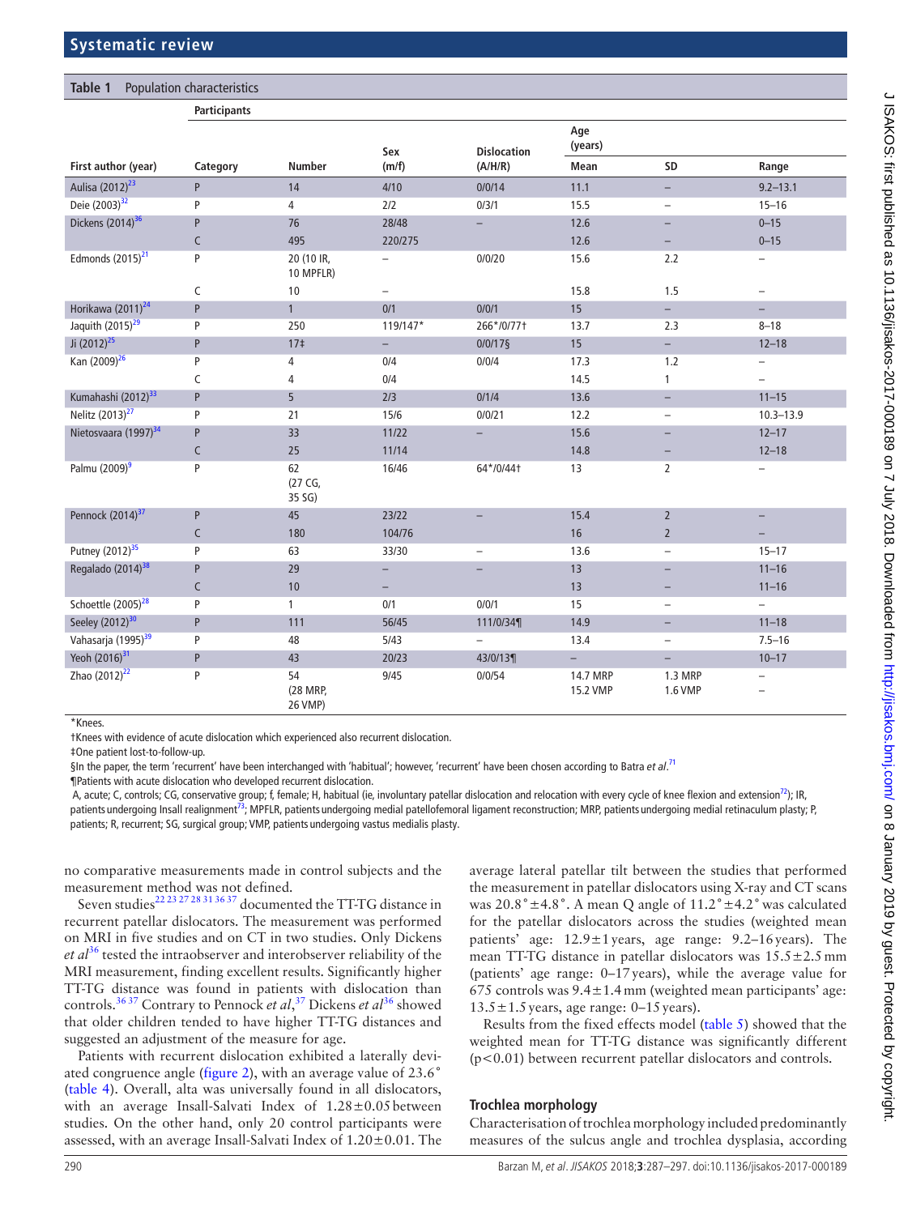**Table 1** Population characteristics

| | Participants | | | | Age (years) | | |
|---|---|---|---|---|---|---|---|
| First author (year) | Category | Number | Sex (m/f) | Dislocation (A/H/R) | Mean | SD | Range |
| Aulisa (2012)[23] | P | 14 | 4/10 | 0/0/14 | 11.1 | – | 9.2–13.1 |
| Deie (2003)[32] | P | 4 | 2/2 | 0/3/1 | 15.5 | – | 15–16 |
| Dickens (2014)[36] | P | 76 | 28/48 | – | 12.6 | – | 0–15 |
| | C | 495 | 220/275 | | 12.6 | – | 0–15 |
| Edmonds (2015)[21] | P | 20 (10 IR, 10 MPFLR) | – | 0/0/20 | 15.6 | 2.2 | – |
| | C | 10 | – | | 15.8 | 1.5 | – |
| Horikawa (2011)[24] | P | 1 | 0/1 | 0/0/1 | 15 | – | – |
| Jaquith (2015)[29] | P | 250 | 119/147* | 266*/0/77† | 13.7 | 2.3 | 8–18 |
| Ji (2012)[25] | P | 17‡ | – | 0/0/17§ | 15 | – | 12–18 |
| Kan (2009)[26] | P | 4 | 0/4 | 0/0/4 | 17.3 | 1.2 | – |
| | C | 4 | 0/4 | | 14.5 | 1 | – |
| Kumahashi (2012)[33] | P | 5 | 2/3 | 0/1/4 | 13.6 | – | 11–15 |
| Nelitz (2013)[27] | P | 21 | 15/6 | 0/0/21 | 12.2 | – | 10.3–13.9 |
| Nietosvaara (1997)[34] | P | 33 | 11/22 | – | 15.6 | – | 12–17 |
| | C | 25 | 11/14 | | 14.8 | – | 12–18 |
| Palmu (2009)[9] | P | 62 (27 CG, 35 SG) | 16/46 | 64*/0/44† | 13 | 2 | – |
| Pennock (2014)[37] | P | 45 | 23/22 | – | 15.4 | 2 | – |
| | C | 180 | 104/76 | | 16 | 2 | – |
| Putney (2012)[35] | P | 63 | 33/30 | – | 13.6 | – | 15–17 |
| Regalado (2014)[38] | P | 29 | – | – | 13 | – | 11–16 |
| | C | 10 | – | | 13 | – | 11–16 |
| Schoettle (2005)[28] | P | 1 | 0/1 | 0/0/1 | 15 | – | – |
| Seeley (2012)[30] | P | 111 | 56/45 | 111/0/34¶ | 14.9 | – | 11–18 |
| Vahasarja (1995)[39] | P | 48 | 5/43 | – | 13.4 | – | 7.5–16 |
| Yeoh (2016)[31] | P | 43 | 20/23 | 43/0/13¶ | – | – | 10–17 |
| Zhao (2012)[22] | P | 54 (28 MRP, 26 VMP) | 9/45 | 0/0/54 | 14.7 MRP 15.2 VMP | 1.3 MRP 1.6 VMP | – – |

*Knees.

†Knees with evidence of acute dislocation which experienced also recurrent dislocation.

‡One patient lost-to-follow-up.

§In the paper, the term 'recurrent' have been interchanged with 'habitual'; however, 'recurrent' have been chosen according to Batra *et al*.[71]

¶Patients with acute dislocation who developed recurrent dislocation.

A, acute; C, controls; CG, conservative group; f, female; H, habitual (ie, involuntary patellar dislocation and relocation with every cycle of knee flexion and extension[72]); IR, patients undergoing Insall realignment[73]; MPFLR, patients undergoing medial patellofemoral ligament reconstruction; MRP, patients undergoing medial retinaculum plasty; P, patients; R, recurrent; SG, surgical group; VMP, patients undergoing vastus medialis plasty.

no comparative measurements made in control subjects and the measurement method was not defined.

Seven studies[22 23 27 28 31 36 37] documented the TT-TG distance in recurrent patellar dislocators. The measurement was performed on MRI in five studies and on CT in two studies. Only Dickens *et al*[36] tested the intraobserver and interobserver reliability of the MRI measurement, finding excellent results. Significantly higher TT-TG distance was found in patients with dislocation than controls.[36 37] Contrary to Pennock *et al*,[37] Dickens *et al*[36] showed that older children tended to have higher TT-TG distances and suggested an adjustment of the measure for age.

Patients with recurrent dislocation exhibited a laterally deviated congruence angle (figure 2), with an average value of 23.6° (table 4). Overall, alta was universally found in all dislocators, with an average Insall-Salvati Index of 1.28±0.05 between studies. On the other hand, only 20 control participants were assessed, with an average Insall-Salvati Index of 1.20±0.01. The average lateral patellar tilt between the studies that performed the measurement in patellar dislocators using X-ray and CT scans was 20.8°±4.8°. A mean Q angle of 11.2°±4.2° was calculated for the patellar dislocators across the studies (weighted mean patients' age: 12.9±1 years, age range: 9.2–16 years). The mean TT-TG distance in patellar dislocators was 15.5±2.5 mm (patients' age range: 0–17 years), while the average value for 675 controls was 9.4±1.4 mm (weighted mean participants' age: 13.5±1.5 years, age range: 0–15 years).

Results from the fixed effects model (table 5) showed that the weighted mean for TT-TG distance was significantly different ($p<0.01$) between recurrent patellar dislocators and controls.

### Trochlea morphology

Characterisation of trochlea morphology included predominantly measures of the sulcus angle and trochlea dysplasia, according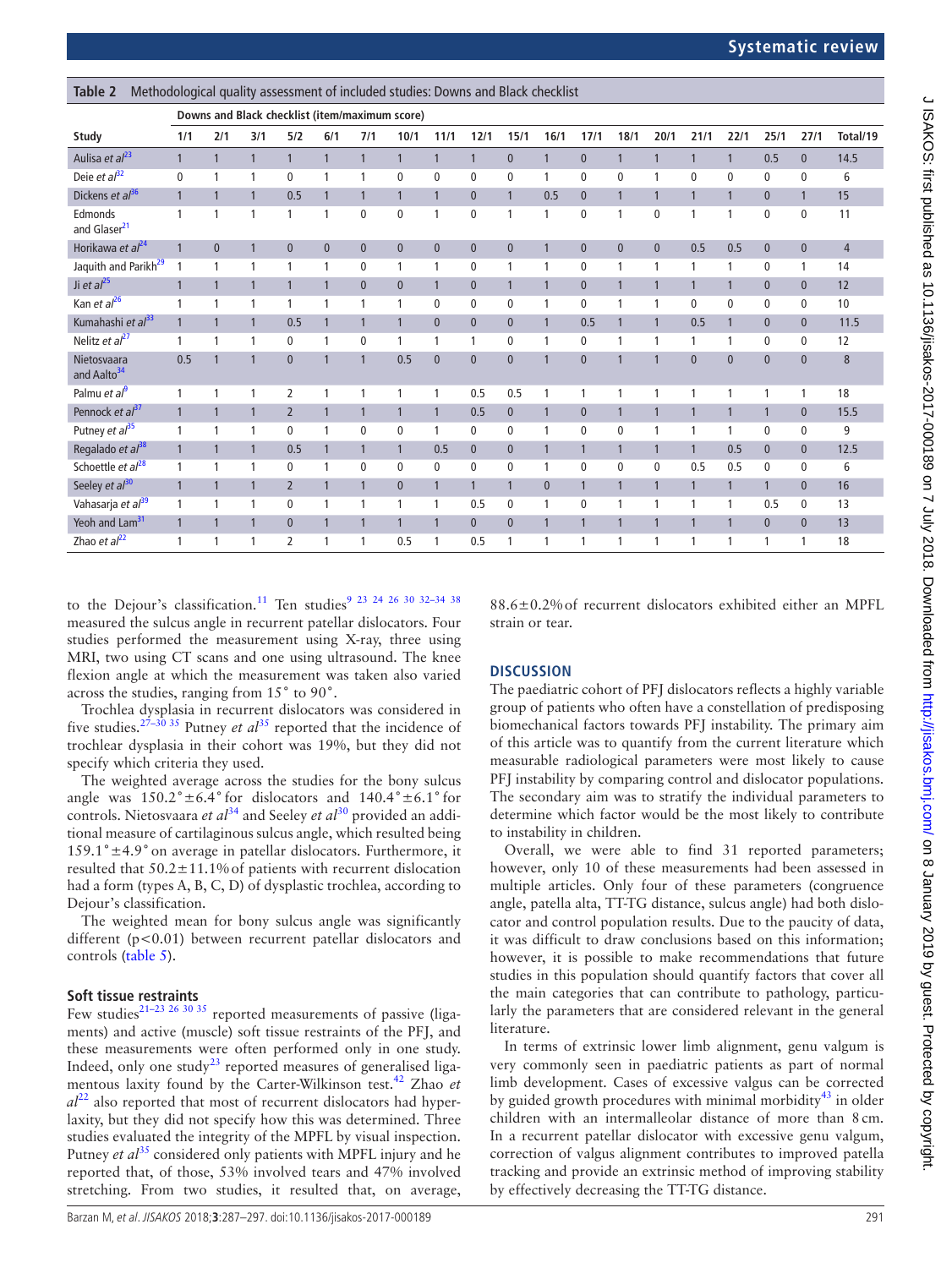**Table 2** Methodological quality assessment of included studies: Downs and Black checklist

| | Downs and Black checklist (item/maximum score) | | | | | | | | | | | | | | | | | | |
|---|---|---|---|---|---|---|---|---|---|---|---|---|---|---|---|---|---|---|---|
| Study | 1/1 | 2/1 | 3/1 | 5/2 | 6/1 | 7/1 | 10/1 | 11/1 | 12/1 | 15/1 | 16/1 | 17/1 | 18/1 | 20/1 | 21/1 | 22/1 | 25/1 | 27/1 | Total/19 |
| Aulisa *et al*[23] | 1 | 1 | 1 | 1 | 1 | 1 | 1 | 1 | 1 | 0 | 1 | 0 | 1 | 1 | 1 | 1 | 0.5 | 0 | 14.5 |
| Deie *et al*[32] | 0 | 1 | 1 | 0 | 1 | 1 | 0 | 0 | 0 | 0 | 1 | 0 | 0 | 1 | 0 | 0 | 0 | 0 | 6 |
| Dickens *et al*[36] | 1 | 1 | 1 | 0.5 | 1 | 1 | 1 | 1 | 0 | 1 | 0.5 | 0 | 1 | 1 | 1 | 1 | 0 | 1 | 15 |
| Edmonds and Glaser[21] | 1 | 1 | 1 | 1 | 1 | 0 | 0 | 1 | 0 | 1 | 1 | 0 | 1 | 0 | 1 | 1 | 0 | 0 | 11 |
| Horikawa *et al*[24] | 1 | 0 | 1 | 0 | 0 | 0 | 0 | 0 | 0 | 0 | 1 | 0 | 0 | 0 | 0.5 | 0.5 | 0 | 0 | 4 |
| Jaquith and Parikh[29] | 1 | 1 | 1 | 1 | 1 | 0 | 1 | 1 | 0 | 1 | 1 | 0 | 1 | 1 | 1 | 1 | 0 | 1 | 14 |
| Ji *et al*[25] | 1 | 1 | 1 | 1 | 1 | 0 | 0 | 1 | 0 | 1 | 1 | 0 | 1 | 1 | 1 | 1 | 0 | 0 | 12 |
| Kan *et al*[26] | 1 | 1 | 1 | 1 | 1 | 1 | 1 | 0 | 0 | 0 | 1 | 0 | 1 | 1 | 0 | 0 | 0 | 0 | 10 |
| Kumahashi *et al*[33] | 1 | 1 | 1 | 0.5 | 1 | 1 | 1 | 0 | 0 | 0 | 1 | 0.5 | 1 | 1 | 0.5 | 1 | 0 | 0 | 11.5 |
| Nelitz *et al*[27] | 1 | 1 | 1 | 0 | 1 | 0 | 1 | 1 | 1 | 0 | 1 | 0 | 1 | 1 | 1 | 1 | 0 | 0 | 12 |
| Nietosvaara and Aalto[34] | 0.5 | 1 | 1 | 0 | 1 | 1 | 0.5 | 0 | 0 | 0 | 1 | 0 | 1 | 1 | 0 | 0 | 0 | 0 | 8 |
| Palmu *et al*[9] | 1 | 1 | 1 | 2 | 1 | 1 | 1 | 1 | 0.5 | 0.5 | 1 | 1 | 1 | 1 | 1 | 1 | 1 | 1 | 18 |
| Pennock *et al*[37] | 1 | 1 | 1 | 2 | 1 | 1 | 1 | 1 | 0.5 | 0 | 1 | 0 | 1 | 1 | 1 | 1 | 1 | 0 | 15.5 |
| Putney *et al*[35] | 1 | 1 | 1 | 0 | 1 | 0 | 0 | 1 | 0 | 0 | 1 | 0 | 0 | 1 | 1 | 1 | 0 | 0 | 9 |
| Regalado *et al*[38] | 1 | 1 | 1 | 0.5 | 1 | 1 | 1 | 0.5 | 0 | 0 | 1 | 1 | 1 | 1 | 1 | 0.5 | 0 | 0 | 12.5 |
| Schoettle *et al*[28] | 1 | 1 | 1 | 0 | 1 | 0 | 0 | 0 | 0 | 0 | 1 | 0 | 0 | 0 | 0.5 | 0.5 | 0 | 0 | 6 |
| Seeley *et al*[30] | 1 | 1 | 1 | 2 | 1 | 1 | 0 | 1 | 1 | 1 | 0 | 1 | 1 | 1 | 1 | 1 | 1 | 0 | 16 |
| Vahasarja *et al*[39] | 1 | 1 | 1 | 0 | 1 | 1 | 1 | 1 | 0.5 | 0 | 1 | 0 | 1 | 1 | 1 | 1 | 0.5 | 0 | 13 |
| Yeoh and Lam[31] | 1 | 1 | 1 | 0 | 1 | 1 | 1 | 1 | 0 | 0 | 1 | 1 | 1 | 1 | 1 | 1 | 0 | 0 | 13 |
| Zhao *et al*[22] | 1 | 1 | 1 | 2 | 1 | 1 | 0.5 | 1 | 0.5 | 1 | 1 | 1 | 1 | 1 | 1 | 1 | 1 | 1 | 18 |

to the Dejour's classification.[11] Ten studies[9 23 24 26 30 32–34 38] measured the sulcus angle in recurrent patellar dislocators. Four studies performed the measurement using X-ray, three using MRI, two using CT scans and one using ultrasound. The knee flexion angle at which the measurement was taken also varied across the studies, ranging from 15° to 90°.

Trochlea dysplasia in recurrent dislocators was considered in five studies.[27–30 35] Putney *et al*[35] reported that the incidence of trochlear dysplasia in their cohort was 19%, but they did not specify which criteria they used.

The weighted average across the studies for the bony sulcus angle was 150.2°±6.4° for dislocators and 140.4°±6.1° for controls. Nietosvaara *et al*[34] and Seeley *et al*[30] provided an additional measure of cartilaginous sulcus angle, which resulted being 159.1°±4.9° on average in patellar dislocators. Furthermore, it resulted that 50.2±11.1% of patients with recurrent dislocation had a form (types A, B, C, D) of dysplastic trochlea, according to Dejour's classification.

The weighted mean for bony sulcus angle was significantly different ($p<0.01$) between recurrent patellar dislocators and controls (table 5).

### Soft tissue restraints

Few studies[21–23 26 30 35] reported measurements of passive (ligaments) and active (muscle) soft tissue restraints of the PFJ, and these measurements were often performed only in one study. Indeed, only one study[23] reported measures of generalised ligamentous laxity found by the Carter-Wilkinson test.[42] Zhao *et al*[22] also reported that most of recurrent dislocators had hyperlaxity, but they did not specify how this was determined. Three studies evaluated the integrity of the MPFL by visual inspection. Putney *et al*[35] considered only patients with MPFL injury and he reported that, of those, 53% involved tears and 47% involved stretching. From two studies, it resulted that, on average, 88.6±0.2% of recurrent dislocators exhibited either an MPFL strain or tear.

## DISCUSSION

The paediatric cohort of PFJ dislocators reflects a highly variable group of patients who often have a constellation of predisposing biomechanical factors towards PFJ instability. The primary aim of this article was to quantify from the current literature which measurable radiological parameters were most likely to cause PFJ instability by comparing control and dislocator populations. The secondary aim was to stratify the individual parameters to determine which factor would be the most likely to contribute to instability in children.

Overall, we were able to find 31 reported parameters; however, only 10 of these measurements had been assessed in multiple articles. Only four of these parameters (congruence angle, patella alta, TT-TG distance, sulcus angle) had both dislocator and control population results. Due to the paucity of data, it was difficult to draw conclusions based on this information; however, it is possible to make recommendations that future studies in this population should quantify factors that cover all the main categories that can contribute to pathology, particularly the parameters that are considered relevant in the general literature.

In terms of extrinsic lower limb alignment, genu valgum is very commonly seen in paediatric patients as part of normal limb development. Cases of excessive valgus can be corrected by guided growth procedures with minimal morbidity[43] in older children with an intermalleolar distance of more than 8 cm. In a recurrent patellar dislocator with excessive genu valgum, correction of valgus alignment contributes to improved patella tracking and provide an extrinsic method of improving stability by effectively decreasing the TT-TG distance.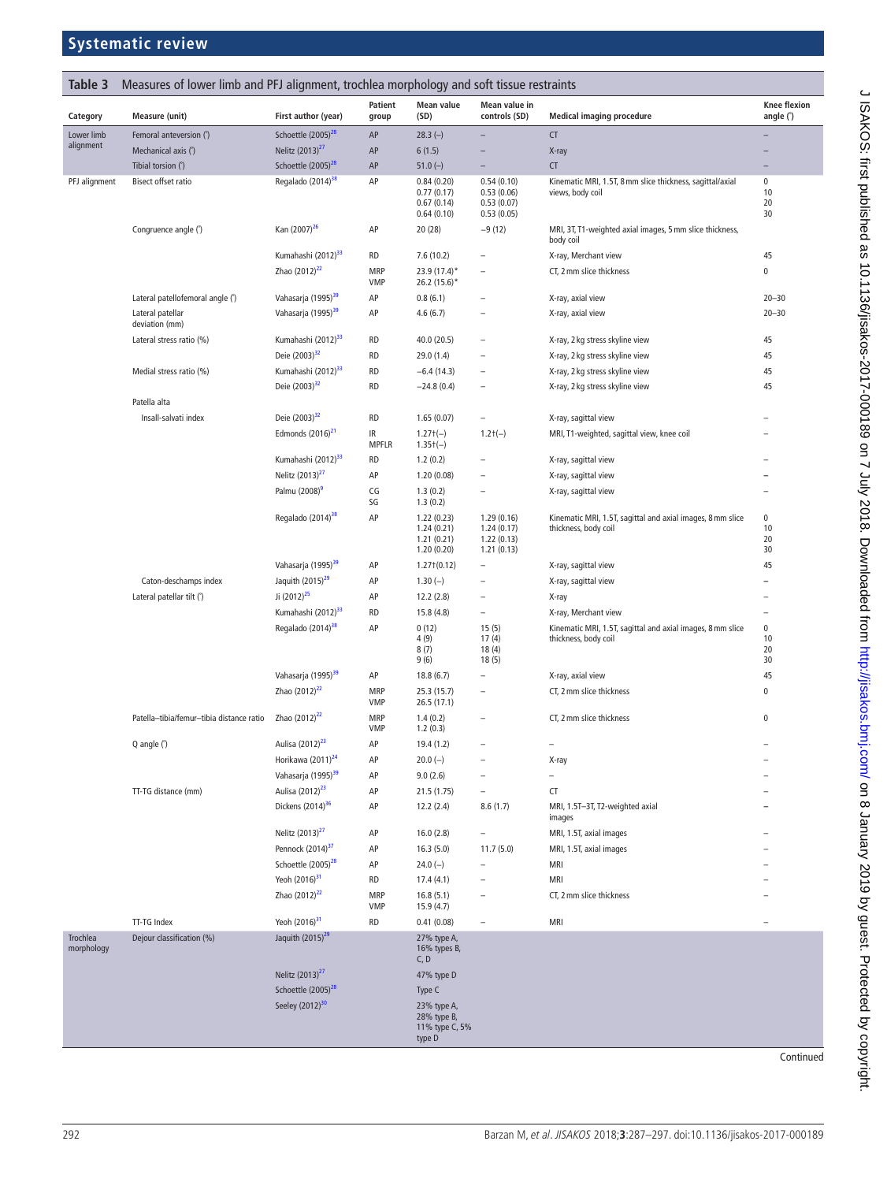## Table 3 Measures of lower limb and PFJ alignment, trochlea morphology and soft tissue restraints

| Category | Measure (unit) | First author (year) | Patient group | Mean value (SD) | Mean value in controls (SD) | Medical imaging procedure | Knee flexion angle (°) |
|---|---|---|---|---|---|---|---|
| Lower limb alignment | Femoral anteversion (°) | Schoettle (2005)[28] | AP | 28.3 (–) | – | CT | – |
| | Mechanical axis (°) | Nelitz (2013)[27] | AP | 6 (1.5) | – | X-ray | – |
| | Tibial torsion (°) | Schoettle (2005)[28] | AP | 51.0 (–) | – | CT | – |
| PFJ alignment | Bisect offset ratio | Regalado (2014)[38] | AP | 0.84 (0.20)<br>0.77 (0.17)<br>0.67 (0.14)<br>0.64 (0.10) | 0.54 (0.10)<br>0.53 (0.06)<br>0.53 (0.07)<br>0.53 (0.05) | Kinematic MRI, 1.5T, 8 mm slice thickness, sagittal/axial views, body coil | 0<br>10<br>20<br>30 |
| | Congruence angle (°) | Kan (2007)[26] | AP | 20 (28) | −9 (12) | MRI, 3T, T1-weighted axial images, 5 mm slice thickness, body coil | |
| | | Kumahashi (2012)[33] | RD | 7.6 (10.2) | – | X-ray, Merchant view | 45 |
| | | Zhao (2012)[22] | MRP<br>VMP | 23.9 (17.4)*<br>26.2 (15.6)* | – | CT, 2 mm slice thickness | 0 |
| | Lateral patellofemoral angle (°) | Vahasarja (1995)[39] | AP | 0.8 (6.1) | – | X-ray, axial view | 20–30 |
| | Lateral patellar deviation (mm) | Vahasarja (1995)[39] | AP | 4.6 (6.7) | – | X-ray, axial view | 20–30 |
| | Lateral stress ratio (%) | Kumahashi (2012)[33] | RD | 40.0 (20.5) | – | X-ray, 2 kg stress skyline view | 45 |
| | | Deie (2003)[32] | RD | 29.0 (1.4) | – | X-ray, 2 kg stress skyline view | 45 |
| | Medial stress ratio (%) | Kumahashi (2012)[33] | RD | −6.4 (14.3) | – | X-ray, 2 kg stress skyline view | 45 |
| | | Deie (2003)[32] | RD | −24.8 (0.4) | – | X-ray, 2 kg stress skyline view | 45 |
| | Patella alta | | | | | | |
| | Insall-salvati index | Deie (2003)[32] | RD | 1.65 (0.07) | – | X-ray, sagittal view | – |
| | | Edmonds (2016)[21] | IR<br>MPFLR | 1.27†(–)<br>1.35†(–) | 1.2†(–) | MRI, T1-weighted, sagittal view, knee coil | – |
| | | Kumahashi (2012)[33] | RD | 1.2 (0.2) | – | X-ray, sagittal view | – |
| | | Nelitz (2013)[27] | AP | 1.20 (0.08) | – | X-ray, sagittal view | – |
| | | Palmu (2008)[9] | CG<br>SG | 1.3 (0.2)<br>1.3 (0.2) | – | X-ray, sagittal view | – |
| | | Regalado (2014)[38] | AP | 1.22 (0.23)<br>1.24 (0.21)<br>1.21 (0.21)<br>1.20 (0.20) | 1.29 (0.16)<br>1.24 (0.17)<br>1.22 (0.13)<br>1.21 (0.13) | Kinematic MRI, 1.5T, sagittal and axial images, 8 mm slice thickness, body coil | 0<br>10<br>20<br>30 |
| | | Vahasarja (1995)[39] | AP | 1.27†(0.12) | – | X-ray, sagittal view | 45 |
| | Caton-deschamps index | Jaquith (2015)[29] | AP | 1.30 (–) | – | X-ray, sagittal view | – |
| | Lateral patellar tilt (°) | Ji (2012)[25] | AP | 12.2 (2.8) | – | X-ray | – |
| | | Kumahashi (2012)[33] | RD | 15.8 (4.8) | – | X-ray, Merchant view | – |
| | | Regalado (2014)[38] | AP | 0 (12)<br>4 (9)<br>8 (7)<br>9 (6) | 15 (5)<br>17 (4)<br>18 (4)<br>18 (5) | Kinematic MRI, 1.5T, sagittal and axial images, 8 mm slice thickness, body coil | 0<br>10<br>20<br>30 |
| | | Vahasarja (1995)[39] | AP | 18.8 (6.7) | – | X-ray, axial view | 45 |
| | | Zhao (2012)[22] | MRP<br>VMP | 25.3 (15.7)<br>26.5 (17.1) | – | CT, 2 mm slice thickness | 0 |
| | Patella–tibia/femur–tibia distance ratio | Zhao (2012)[22] | MRP<br>VMP | 1.4 (0.2)<br>1.2 (0.3) | – | CT, 2 mm slice thickness | 0 |
| | Q angle (°) | Aulisa (2012)[23] | AP | 19.4 (1.2) | – | – | – |
| | | Horikawa (2011)[24] | AP | 20.0 (–) | – | X-ray | – |
| | | Vahasarja (1995)[39] | AP | 9.0 (2.6) | – | – | – |
| | TT-TG distance (mm) | Aulisa (2012)[23] | AP | 21.5 (1.75) | – | CT | – |
| | | Dickens (2014)[36] | AP | 12.2 (2.4) | 8.6 (1.7) | MRI, 1.5T–3T, T2-weighted axial images | – |
| | | Nelitz (2013)[27] | AP | 16.0 (2.8) | – | MRI, 1.5T, axial images | – |
| | | Pennock (2014)[37] | AP | 16.3 (5.0) | 11.7 (5.0) | MRI, 1.5T, axial images | – |
| | | Schoettle (2005)[28] | AP | 24.0 (–) | – | MRI | – |
| | | Yeoh (2016)[31] | RD | 17.4 (4.1) | – | MRI | – |
| | | Zhao (2012)[22] | MRP<br>VMP | 16.8 (5.1)<br>15.9 (4.7) | – | CT, 2 mm slice thickness | – |
| | TT-TG Index | Yeoh (2016)[31] | RD | 0.41 (0.08) | – | MRI | – |
| Trochlea morphology | Dejour classification (%) | Jaquith (2015)[29] | | 27% type A, 16% types B, C, D | | | |
| | | Nelitz (2013)[27] | | 47% type D | | | |
| | | Schoettle (2005)[28] | | Type C | | | |
| | | Seeley (2012)[30] | | 23% type A, 28% type B, 11% type C, 5% type D | | | |

Continued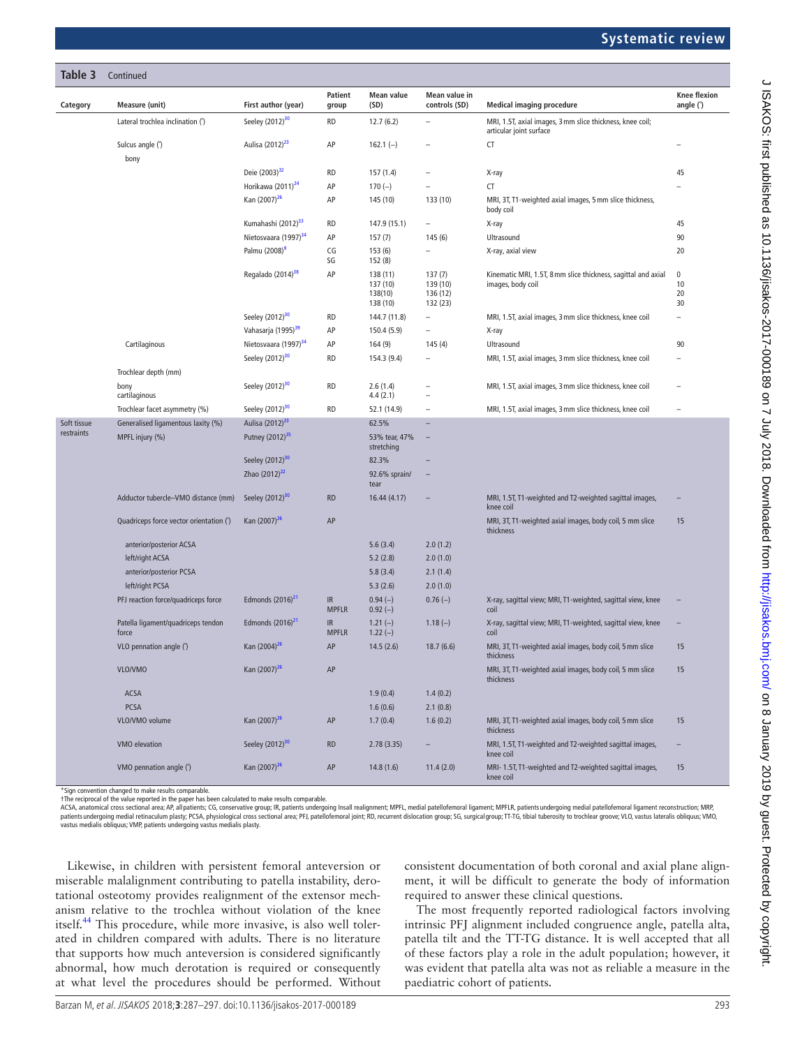**Table 3** Continued

| Category | Measure (unit) | First author (year) | Patient group | Mean value (SD) | Mean value in controls (SD) | Medical imaging procedure | Knee flexion angle (°) |
|---|---|---|---|---|---|---|---|
| | Lateral trochlea inclination (°) | Seeley (2012)[30] | RD | 12.7 (6.2) | – | MRI, 1.5T, axial images, 3 mm slice thickness, knee coil; articular joint surface | |
| | Sulcus angle (°) | Aulisa (2012)[23] | AP | 162.1 (–) | – | CT | – |
| | bony | | | | | | |
| | | Deie (2003)[32] | RD | 157 (1.4) | – | X-ray | 45 |
| | | Horikawa (2011)[24] | AP | 170 (–) | – | CT | – |
| | | Kan (2007)[26] | AP | 145 (10) | 133 (10) | MRI, 3T, T1-weighted axial images, 5 mm slice thickness, body coil | |
| | | Kumahashi (2012)[33] | RD | 147.9 (15.1) | – | X-ray | 45 |
| | | Nietosvaara (1997)[34] | AP | 157 (7) | 145 (6) | Ultrasound | 90 |
| | | Palmu (2008)[9] | CG<br>SG | 153 (6)<br>152 (8) | – | X-ray, axial view | 20 |
| | | Regalado (2014)[38] | AP | 138 (11)<br>137 (10)<br>138(10)<br>138 (10) | 137 (7)<br>139 (10)<br>136 (12)<br>132 (23) | Kinematic MRI, 1.5T, 8 mm slice thickness, sagittal and axial images, body coil | 0<br>10<br>20<br>30 |
| | | Seeley (2012)[30] | RD | 144.7 (11.8) | – | MRI, 1.5T, axial images, 3 mm slice thickness, knee coil | – |
| | | Vahasarja (1995)[39] | AP | 150.4 (5.9) | – | X-ray | |
| | Cartilaginous | Nietosvaara (1997)[34] | AP | 164 (9) | 145 (4) | Ultrasound | 90 |
| | | Seeley (2012)[30] | RD | 154.3 (9.4) | – | MRI, 1.5T, axial images, 3 mm slice thickness, knee coil | – |
| | Trochlear depth (mm) | | | | | | |
| | bony<br>cartilaginous | Seeley (2012)[30] | RD | 2.6 (1.4)<br>4.4 (2.1) | –<br>– | MRI, 1.5T, axial images, 3 mm slice thickness, knee coil | – |
| | Trochlear facet asymmetry (%) | Seeley (2012)[30] | RD | 52.1 (14.9) | – | MRI, 1.5T, axial images, 3 mm slice thickness, knee coil | – |
| Soft tissue restraints | Generalised ligamentous laxity (%) | Aulisa (2012)[23] | | 62.5% | – | | |
| | MPFL injury (%) | Putney (2012)[35] | | 53% tear, 47% stretching | – | | |
| | | Seeley (2012)[30] | | 82.3% | – | | |
| | | Zhao (2012)[22] | | 92.6% sprain/ tear | – | | |
| | Adductor tubercle–VMO distance (mm) | Seeley (2012)[30] | RD | 16.44 (4.17) | – | MRI, 1.5T, T1-weighted and T2-weighted sagittal images, knee coil | – |
| | Quadriceps force vector orientation (°) | Kan (2007)[26] | AP | | | MRI, 3T, T1-weighted axial images, body coil, 5 mm slice thickness | 15 |
| | anterior/posterior ACSA | | | 5.6 (3.4) | 2.0 (1.2) | | |
| | left/right ACSA | | | 5.2 (2.8) | 2.0 (1.0) | | |
| | anterior/posterior PCSA | | | 5.8 (3.4) | 2.1 (1.4) | | |
| | left/right PCSA | | | 5.3 (2.6) | 2.0 (1.0) | | |
| | PFJ reaction force/quadriceps force | Edmonds (2016)[21] | IR<br>MPFLR | 0.94 (–)<br>0.92 (–) | 0.76 (–) | X-ray, sagittal view; MRI, T1-weighted, sagittal view, knee coil | – |
| | Patella ligament/quadriceps tendon force | Edmonds (2016)[21] | IR<br>MPFLR | 1.21 (–)<br>1.22 (–) | 1.18 (–) | X-ray, sagittal view; MRI, T1-weighted, sagittal view, knee coil | – |
| | VLO pennation angle (°) | Kan (2004)[26] | AP | 14.5 (2.6) | 18.7 (6.6) | MRI, 3T, T1-weighted axial images, body coil, 5 mm slice thickness | 15 |
| | VLO/VMO | Kan (2007)[26] | AP | | | MRI, 3T, T1-weighted axial images, body coil, 5 mm slice thickness | 15 |
| | ACSA | | | 1.9 (0.4) | 1.4 (0.2) | | |
| | PCSA | | | 1.6 (0.6) | 2.1 (0.8) | | |
| | VLO/VMO volume | Kan (2007)[26] | AP | 1.7 (0.4) | 1.6 (0.2) | MRI, 3T, T1-weighted axial images, body coil, 5 mm slice thickness | 15 |
| | VMO elevation | Seeley (2012)[30] | RD | 2.78 (3.35) | – | MRI, 1.5T, T1-weighted and T2-weighted sagittal images, knee coil | – |
| | VMO pennation angle (°) | Kan (2007)[26] | AP | 14.8 (1.6) | 11.4 (2.0) | MRI- 1.5T, T1-weighted and T2-weighted sagittal images, knee coil | 15 |

*Sign convention changed to make results comparable.
†The reciprocal of the value reported in the paper has been calculated to make results comparable.
ACSA, anatomical cross sectional area; AP, all patients; CG, conservative group; IR, patients undergoing Insall realignment; MPFL, medial patellofemoral ligament; MPFLR, patients undergoing medial patellofemoral ligament reconstruction; MRP, patients undergoing medial retinaculum plasty; PCSA, physiological cross sectional area; PFJ, patellofemoral joint; RD, recurrent dislocation group; SG, surgical group; TT-TG, tibial tuberosity to trochlear groove; VLO, vastus lateralis obliquus; VMO, vastus medialis obliquus; VMP, patients undergoing vastus medialis plasty.

Likewise, in children with persistent femoral anteversion or miserable malalignment contributing to patella instability, derotational osteotomy provides realignment of the extensor mechanism relative to the trochlea without violation of the knee itself.[44] This procedure, while more invasive, is also well tolerated in children compared with adults. There is no literature that supports how much anteversion is considered significantly abnormal, how much derotation is required or consequently at what level the procedures should be performed. Without consistent documentation of both coronal and axial plane alignment, it will be difficult to generate the body of information required to answer these clinical questions.

The most frequently reported radiological factors involving intrinsic PFJ alignment included congruence angle, patella alta, patella tilt and the TT-TG distance. It is well accepted that all of these factors play a role in the adult population; however, it was evident that patella alta was not as reliable a measure in the paediatric cohort of patients.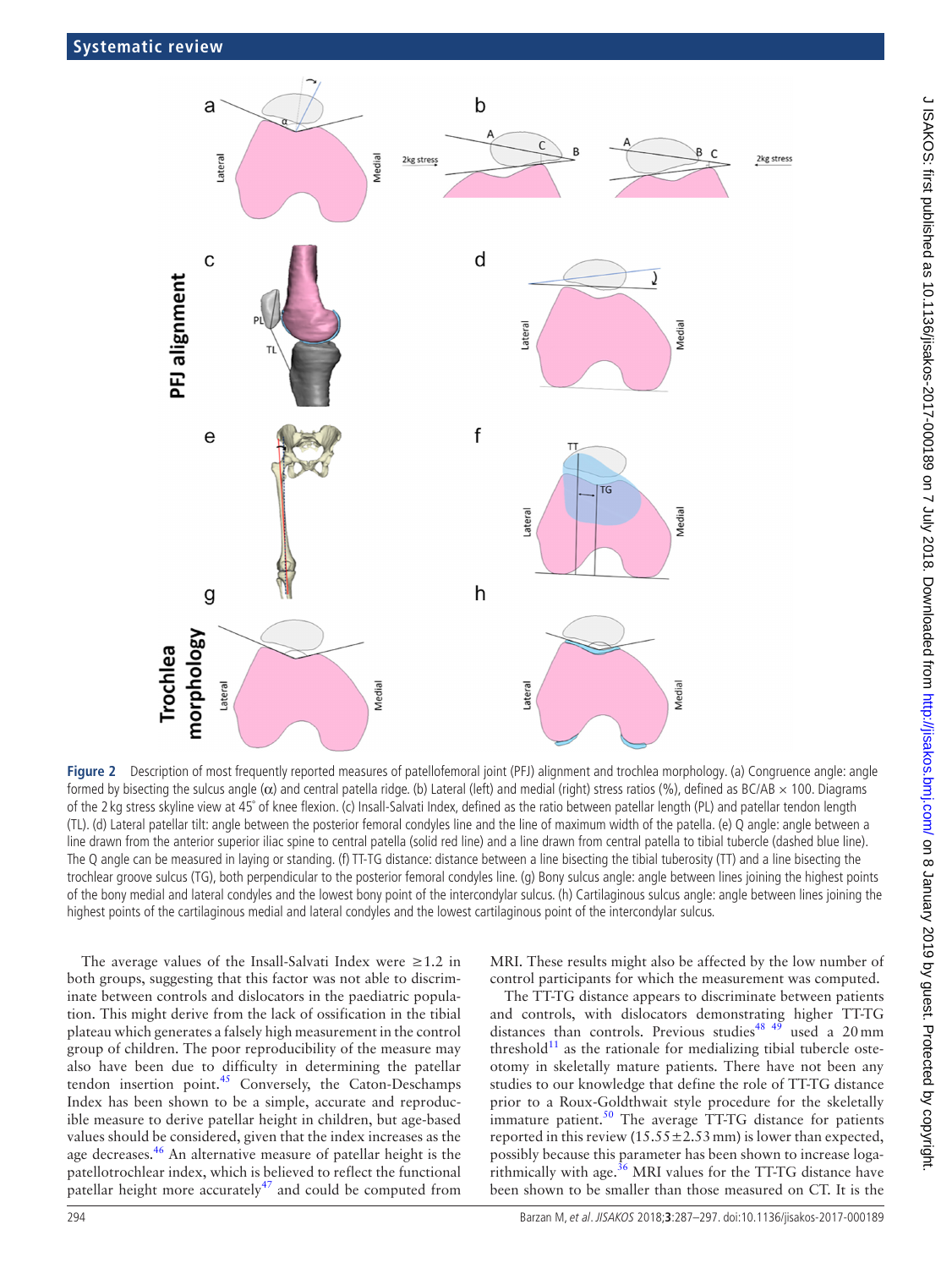PFJ alignment

Trochlea morphology

a

Lateral

Medial

α

b

A

C

B

2kg stress

A

B C

2kg stress

c

PL

TL

d

Lateral

Medial

e

f

TT

TG

Lateral

Medial

g

Lateral

Medial

h

Lateral

Medial

**Figure 2** Description of most frequently reported measures of patellofemoral joint (PFJ) alignment and trochlea morphology. (a) Congruence angle: angle formed by bisecting the sulcus angle (α) and central patella ridge. (b) Lateral (left) and medial (right) stress ratios (%), defined as BC/AB × 100. Diagrams of the 2 kg stress skyline view at 45° of knee flexion. (c) Insall-Salvati Index, defined as the ratio between patellar length (PL) and patellar tendon length (TL). (d) Lateral patellar tilt: angle between the posterior femoral condyles line and the line of maximum width of the patella. (e) Q angle: angle between a line drawn from the anterior superior iliac spine to central patella (solid red line) and a line drawn from central patella to tibial tubercle (dashed blue line). The Q angle can be measured in laying or standing. (f) TT-TG distance: distance between a line bisecting the tibial tuberosity (TT) and a line bisecting the trochlear groove sulcus (TG), both perpendicular to the posterior femoral condyles line. (g) Bony sulcus angle: angle between lines joining the highest points of the bony medial and lateral condyles and the lowest bony point of the intercondylar sulcus. (h) Cartilaginous sulcus angle: angle between lines joining the highest points of the cartilaginous medial and lateral condyles and the lowest cartilaginous point of the intercondylar sulcus.

The average values of the Insall-Salvati Index were ≥1.2 in both groups, suggesting that this factor was not able to discriminate between controls and dislocators in the paediatric population. This might derive from the lack of ossification in the tibial plateau which generates a falsely high measurement in the control group of children. The poor reproducibility of the measure may also have been due to difficulty in determining the patellar tendon insertion point.[45] Conversely, the Caton-Deschamps Index has been shown to be a simple, accurate and reproducible measure to derive patellar height in children, but age-based values should be considered, given that the index increases as the age decreases.[46] An alternative measure of patellar height is the patellotrochlear index, which is believed to reflect the functional patellar height more accurately[47] and could be computed from MRI. These results might also be affected by the low number of control participants for which the measurement was computed.

The TT-TG distance appears to discriminate between patients and controls, with dislocators demonstrating higher TT-TG distances than controls. Previous studies[48 49] used a 20 mm threshold[11] as the rationale for medializing tibial tubercle osteotomy in skeletally mature patients. There have not been any studies to our knowledge that define the role of TT-TG distance prior to a Roux-Goldthwait style procedure for the skeletally immature patient.[50] The average TT-TG distance for patients reported in this review (15.55 ± 2.53 mm) is lower than expected, possibly because this parameter has been shown to increase logarithmically with age.[36] MRI values for the TT-TG distance have been shown to be smaller than those measured on CT. It is the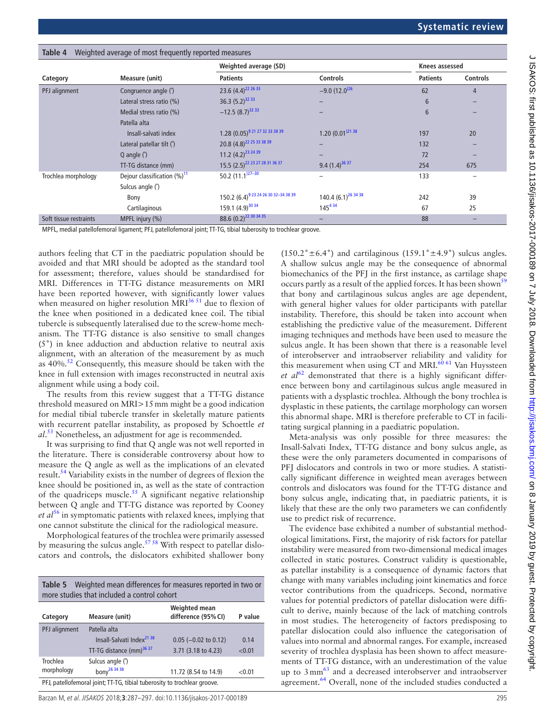**Table 4** Weighted average of most frequently reported measures

| Category | Measure (unit) | Weighted average (SD) | | Knees assessed | |
|---|---|---|---|---|---|
| | | Patients | Controls | Patients | Controls |
| PFJ alignment | Congruence angle (°) | 23.6 (4.4)[22 26 33] | −9.0 (12.0)[26] | 62 | 4 |
| | Lateral stress ratio (%) | 36.3 (5.2)[32 33] | – | 6 | – |
| | Medial stress ratio (%) | −12.5 (8.7)[32 33] | – | 6 | – |
| | Patella alta | | | | |
| | Insall-salvati index | 1.28 (0.05)[9 21 27 32 33 38 39] | 1.20 (0.01)[21 38] | 197 | 20 |
| | Lateral patellar tilt (°) | 20.8 (4.8)[22 25 33 38 39] | – | 132 | – |
| | Q angle (°) | 11.2 (4.2)[23 24 39] | – | 72 | – |
| | TT-TG distance (mm) | 15.5 (2.5)[22 23 27 28 31 36 37] | 9.4 (1.4)[36 37] | 254 | 675 |
| Trochlea morphology | Dejour classification (%)[11] | 50.2 (11.1)[27–30] | – | 133 | – |
| | Sulcus angle (°) | | | | |
| | Bony | 150.2 (6.4)[9 23 24 26 30 32–34 38 39] | 140.4 (6.1)[26 34 38] | 242 | 39 |
| | Cartilaginous | 159.1 (4.9)[30 34] | 145[4 34] | 67 | 25 |
| Soft tissue restraints | MPFL injury (%) | 88.6 (0.2)[22 30 34 35] | – | 88 | – |

MPFL, medial patellofemoral ligament; PFJ, patellofemoral joint; TT-TG, tibial tuberosity to trochlear groove.

authors feeling that CT in the paediatric population should be avoided and that MRI should be adopted as the standard tool for assessment; therefore, values should be standardised for MRI. Differences in TT-TG distance measurements on MRI have been reported however, with significantly lower values when measured on higher resolution MRI[36 51] due to flexion of the knee when positioned in a dedicated knee coil. The tibial tubercle is subsequently lateralised due to the screw-home mechanism. The TT-TG distance is also sensitive to small changes (5°) in knee adduction and abduction relative to neutral axis alignment, with an alteration of the measurement by as much as 40%.[52] Consequently, this measure should be taken with the knee in full extension with images reconstructed in neutral axis alignment while using a body coil.

The results from this review suggest that a TT-TG distance threshold measured on MRI>15 mm might be a good indication for medial tibial tubercle transfer in skeletally mature patients with recurrent patellar instability, as proposed by Schoettle *et al*.[53] Nonetheless, an adjustment for age is recommended.

It was surprising to find that Q angle was not well reported in the literature. There is considerable controversy about how to measure the Q angle as well as the implications of an elevated result.[54] Variability exists in the number of degrees of flexion the knee should be positioned in, as well as the state of contraction of the quadriceps muscle.[55] A significant negative relationship between Q angle and TT-TG distance was reported by Cooney *et al*[56] in symptomatic patients with relaxed knees, implying that one cannot substitute the clinical for the radiological measure.

Morphological features of the trochlea were primarily assessed by measuring the sulcus angle.[57 58] With respect to patellar dislocators and controls, the dislocators exhibited shallower bony (150.2°±6.4°) and cartilaginous (159.1°±4.9°) sulcus angles. A shallow sulcus angle may be the consequence of abnormal biomechanics of the PFJ in the first instance, as cartilage shape occurs partly as a result of the applied forces. It has been shown[59] that bony and cartilaginous sulcus angles are age dependent, with general higher values for older participants with patellar instability. Therefore, this should be taken into account when establishing the predictive value of the measurement. Different imaging techniques and methods have been used to measure the sulcus angle. It has been shown that there is a reasonable level of interobserver and intraobserver reliability and validity for this measurement when using CT and MRI.[60 61] Van Huyssteen *et al*[62] demonstrated that there is a highly significant difference between bony and cartilaginous sulcus angle measured in patients with a dysplastic trochlea. Although the bony trochlea is dysplastic in these patients, the cartilage morphology can worsen this abnormal shape. MRI is therefore preferable to CT in facilitating surgical planning in a paediatric population.

**Table 5** Weighted mean differences for measures reported in two or more studies that included a control cohort

| Category | Measure (unit) | Weighted mean difference (95% CI) | P value |
|---|---|---|---|
| PFJ alignment | Patella alta | | |
| | Insall-Salvati Index[21 38] | 0.05 (−0.02 to 0.12) | 0.14 |
| | TT-TG distance (mm)[36 37] | 3.71 (3.18 to 4.23) | <0.01 |
| Trochlea morphology | Sulcus angle (°) | | |
| | bony[26 34 38] | 11.72 (8.54 to 14.9) | <0.01 |

PFJ, patellofemoral joint; TT-TG, tibial tuberosity to trochlear groove.

Meta-analysis was only possible for three measures: the Insall-Salvati Index, TT-TG distance and bony sulcus angle, as these were the only parameters documented in comparisons of PFJ dislocators and controls in two or more studies. A statistically significant difference in weighted mean averages between controls and dislocators was found for the TT-TG distance and bony sulcus angle, indicating that, in paediatric patients, it is likely that these are the only two parameters we can confidently use to predict risk of recurrence.

The evidence base exhibited a number of substantial methodological limitations. First, the majority of risk factors for patellar instability were measured from two-dimensional medical images collected in static postures. Construct validity is questionable, as patellar instability is a consequence of dynamic factors that change with many variables including joint kinematics and force vector contributions from the quadriceps. Second, normative values for potential predictors of patellar dislocation were difficult to derive, mainly because of the lack of matching controls in most studies. The heterogeneity of factors predisposing to patellar dislocation could also influence the categorisation of values into normal and abnormal ranges. For example, increased severity of trochlea dysplasia has been shown to affect measurements of TT-TG distance, with an underestimation of the value up to 3 mm[63] and a decreased interobserver and intraobserver agreement.[64] Overall, none of the included studies conducted a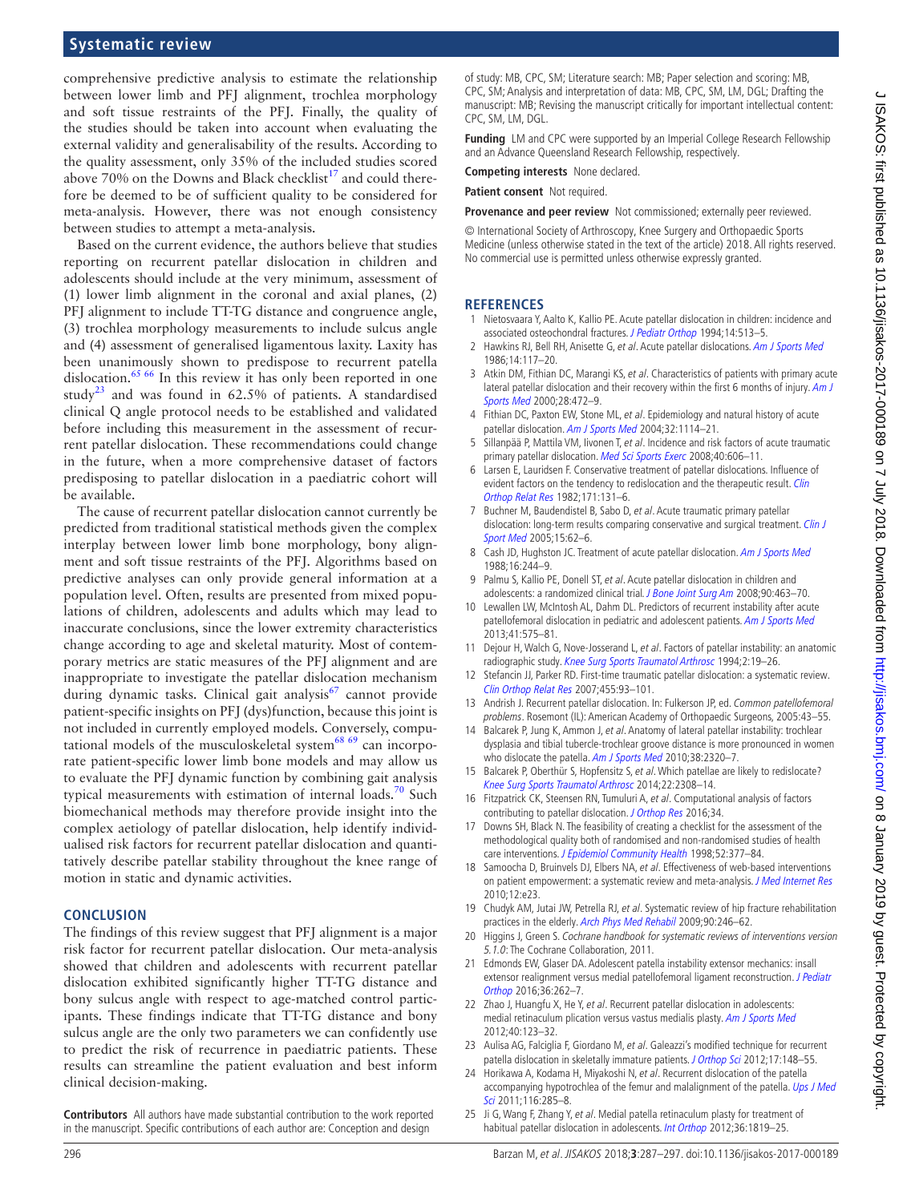comprehensive predictive analysis to estimate the relationship between lower limb and PFJ alignment, trochlea morphology and soft tissue restraints of the PFJ. Finally, the quality of the studies should be taken into account when evaluating the external validity and generalisability of the results. According to the quality assessment, only 35% of the included studies scored above 70% on the Downs and Black checklist[17] and could therefore be deemed to be of sufficient quality to be considered for meta-analysis. However, there was not enough consistency between studies to attempt a meta-analysis.

Based on the current evidence, the authors believe that studies reporting on recurrent patellar dislocation in children and adolescents should include at the very minimum, assessment of (1) lower limb alignment in the coronal and axial planes, (2) PFJ alignment to include TT-TG distance and congruence angle, (3) trochlea morphology measurements to include sulcus angle and (4) assessment of generalised ligamentous laxity. Laxity has been unanimously shown to predispose to recurrent patella dislocation.[65 66] In this review it has only been reported in one study[23] and was found in 62.5% of patients. A standardised clinical Q angle protocol needs to be established and validated before including this measurement in the assessment of recurrent patellar dislocation. These recommendations could change in the future, when a more comprehensive dataset of factors predisposing to patellar dislocation in a paediatric cohort will be available.

The cause of recurrent patellar dislocation cannot currently be predicted from traditional statistical methods given the complex interplay between lower limb bone morphology, bony alignment and soft tissue restraints of the PFJ. Algorithms based on predictive analyses can only provide general information at a population level. Often, results are presented from mixed populations of children, adolescents and adults which may lead to inaccurate conclusions, since the lower extremity characteristics change according to age and skeletal maturity. Most of contemporary metrics are static measures of the PFJ alignment and are inappropriate to investigate the patellar dislocation mechanism during dynamic tasks. Clinical gait analysis[67] cannot provide patient-specific insights on PFJ (dys)function, because this joint is not included in currently employed models. Conversely, computational models of the musculoskeletal system[68 69] can incorporate patient-specific lower limb bone models and may allow us to evaluate the PFJ dynamic function by combining gait analysis typical measurements with estimation of internal loads.[70] Such biomechanical methods may therefore provide insight into the complex aetiology of patellar dislocation, help identify individualised risk factors for recurrent patellar dislocation and quantitatively describe patellar stability throughout the knee range of motion in static and dynamic activities.

## CONCLUSION

The findings of this review suggest that PFJ alignment is a major risk factor for recurrent patellar dislocation. Our meta-analysis showed that children and adolescents with recurrent patellar dislocation exhibited significantly higher TT-TG distance and bony sulcus angle with respect to age-matched control participants. These findings indicate that TT-TG distance and bony sulcus angle are the only two parameters we can confidently use to predict the risk of recurrence in paediatric patients. These results can streamline the patient evaluation and best inform clinical decision-making.

**Contributors** All authors have made substantial contribution to the work reported in the manuscript. Specific contributions of each author are: Conception and design of study: MB, CPC, SM; Literature search: MB; Paper selection and scoring: MB, CPC, SM; Analysis and interpretation of data: MB, CPC, SM, LM, DGL; Drafting the manuscript: MB; Revising the manuscript critically for important intellectual content: CPC, SM, LM, DGL.

**Funding** LM and CPC were supported by an Imperial College Research Fellowship and an Advance Queensland Research Fellowship, respectively.

**Competing interests** None declared.

**Patient consent** Not required.

**Provenance and peer review** Not commissioned; externally peer reviewed.

© International Society of Arthroscopy, Knee Surgery and Orthopaedic Sports Medicine (unless otherwise stated in the text of the article) 2018. All rights reserved. No commercial use is permitted unless otherwise expressly granted.

## REFERENCES

1. Nietosvaara Y, Aalto K, Kallio PE. Acute patellar dislocation in children: incidence and associated osteochondral fractures. *J Pediatr Orthop* 1994;14:513–5.
2. Hawkins RJ, Bell RH, Anisette G, *et al*. Acute patellar dislocations. *Am J Sports Med* 1986;14:117–20.
3. Atkin DM, Fithian DC, Marangi KS, *et al*. Characteristics of patients with primary acute lateral patellar dislocation and their recovery within the first 6 months of injury. *Am J Sports Med* 2000;28:472–9.
4. Fithian DC, Paxton EW, Stone ML, *et al*. Epidemiology and natural history of acute patellar dislocation. *Am J Sports Med* 2004;32:1114–21.
5. Sillanpää P, Mattila VM, Iivonen T, *et al*. Incidence and risk factors of acute traumatic primary patellar dislocation. *Med Sci Sports Exerc* 2008;40:606–11.
6. Larsen E, Lauridsen F. Conservative treatment of patellar dislocations. Influence of evident factors on the tendency to redislocation and the therapeutic result. *Clin Orthop Relat Res* 1982;171:131–6.
7. Buchner M, Baudendistel B, Sabo D, *et al*. Acute traumatic primary patellar dislocation: long-term results comparing conservative and surgical treatment. *Clin J Sport Med* 2005;15:62–6.
8. Cash JD, Hughston JC. Treatment of acute patellar dislocation. *Am J Sports Med* 1988;16:244–9.
9. Palmu S, Kallio PE, Donell ST, *et al*. Acute patellar dislocation in children and adolescents: a randomized clinical trial. *J Bone Joint Surg Am* 2008;90:463–70.
10. Lewallen LW, McIntosh AL, Dahm DL. Predictors of recurrent instability after acute patellofemoral dislocation in pediatric and adolescent patients. *Am J Sports Med* 2013;41:575–81.
11. Dejour H, Walch G, Nove-Josserand L, *et al*. Factors of patellar instability: an anatomic radiographic study. *Knee Surg Sports Traumatol Arthrosc* 1994;2:19–26.
12. Stefancin JJ, Parker RD. First-time traumatic patellar dislocation: a systematic review. *Clin Orthop Relat Res* 2007;455:93–101.
13. Andrish J. Recurrent patellar dislocation. In: Fulkerson JP, ed. *Common patellofemoral problems*. Rosemont (IL): American Academy of Orthopaedic Surgeons, 2005:43–55.
14. Balcarek P, Jung K, Ammon J, *et al*. Anatomy of lateral patellar instability: trochlear dysplasia and tibial tubercle-trochlear groove distance is more pronounced in women who dislocate the patella. *Am J Sports Med* 2010;38:2320–7.
15. Balcarek P, Oberthür S, Hopfensitz S, *et al*. Which patellae are likely to redislocate? *Knee Surg Sports Traumatol Arthrosc* 2014;22:2308–14.
16. Fitzpatrick CK, Steensen RN, Tumuluri A, *et al*. Computational analysis of factors contributing to patellar dislocation. *J Orthop Res* 2016;34.
17. Downs SH, Black N. The feasibility of creating a checklist for the assessment of the methodological quality both of randomised and non-randomised studies of health care interventions. *J Epidemiol Community Health* 1998;52:377–84.
18. Samoocha D, Bruinvels DJ, Elbers NA, *et al*. Effectiveness of web-based interventions on patient empowerment: a systematic review and meta-analysis. *J Med Internet Res* 2010;12:e23.
19. Chudyk AM, Jutai JW, Petrella RJ, *et al*. Systematic review of hip fracture rehabilitation practices in the elderly. *Arch Phys Med Rehabil* 2009;90:246–62.
20. Higgins J, Green S. *Cochrane handbook for systematic reviews of interventions version 5.1.0*: The Cochrane Collaboration, 2011.
21. Edmonds EW, Glaser DA. Adolescent patella instability extensor mechanics: insall extensor realignment versus medial patellofemoral ligament reconstruction. *J Pediatr Orthop* 2016;36:262–7.
22. Zhao J, Huangfu X, He Y, *et al*. Recurrent patellar dislocation in adolescents: medial retinaculum plication versus vastus medialis plasty. *Am J Sports Med* 2012;40:123–32.
23. Aulisa AG, Falciglia F, Giordano M, *et al*. Galeazzi's modified technique for recurrent patella dislocation in skeletally immature patients. *J Orthop Sci* 2012;17:148–55.
24. Horikawa A, Kodama H, Miyakoshi N, *et al*. Recurrent dislocation of the patella accompanying hypotrochlea of the femur and malalignment of the patella. *Ups J Med Sci* 2011;116:285–8.
25. Ji G, Wang F, Zhang Y, *et al*. Medial patella retinaculum plasty for treatment of habitual patellar dislocation in adolescents. *Int Orthop* 2012;36:1819–25.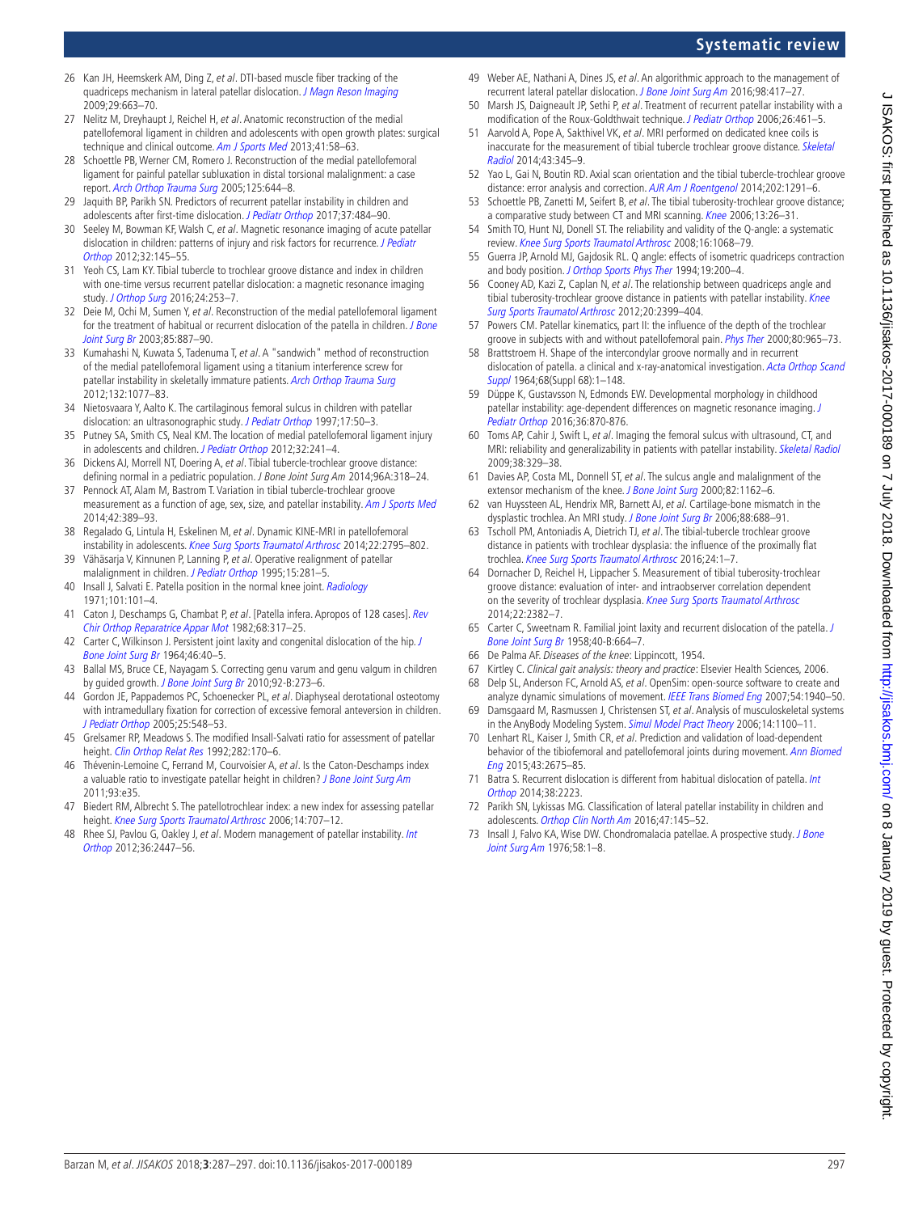26 Kan JH, Heemskerk AM, Ding Z, *et al*. DTI-based muscle fiber tracking of the quadriceps mechanism in lateral patellar dislocation. *J Magn Reson Imaging* 2009;29:663–70.

27 Nelitz M, Dreyhaupt J, Reichel H, *et al*. Anatomic reconstruction of the medial patellofemoral ligament in children and adolescents with open growth plates: surgical technique and clinical outcome. *Am J Sports Med* 2013;41:58–63.

28 Schoettle PB, Werner CM, Romero J. Reconstruction of the medial patellofemoral ligament for painful patellar subluxation in distal torsional malalignment: a case report. *Arch Orthop Trauma Surg* 2005;125:644–8.

29 Jaquith BP, Parikh SN. Predictors of recurrent patellar instability in children and adolescents after first-time dislocation. *J Pediatr Orthop* 2017;37:484–90.

30 Seeley M, Bowman KF, Walsh C, *et al*. Magnetic resonance imaging of acute patellar dislocation in children: patterns of injury and risk factors for recurrence. *J Pediatr Orthop* 2012;32:145–55.

31 Yeoh CS, Lam KY. Tibial tubercle to trochlear groove distance and index in children with one-time versus recurrent patellar dislocation: a magnetic resonance imaging study. *J Orthop Surg* 2016;24:253–7.

32 Deie M, Ochi M, Sumen Y, *et al*. Reconstruction of the medial patellofemoral ligament for the treatment of habitual or recurrent dislocation of the patella in children. *J Bone Joint Surg Br* 2003;85:887–90.

33 Kumahashi N, Kuwata S, Tadenuma T, *et al*. A "sandwich" method of reconstruction of the medial patellofemoral ligament using a titanium interference screw for patellar instability in skeletally immature patients. *Arch Orthop Trauma Surg* 2012;132:1077–83.

34 Nietosvaara Y, Aalto K. The cartilaginous femoral sulcus in children with patellar dislocation: an ultrasonographic study. *J Pediatr Orthop* 1997;17:50–3.

35 Putney SA, Smith CS, Neal KM. The location of medial patellofemoral ligament injury in adolescents and children. *J Pediatr Orthop* 2012;32:241–4.

36 Dickens AJ, Morrell NT, Doering A, *et al*. Tibial tubercle-trochlear groove distance: defining normal in a pediatric population. J Bone Joint Surg Am 2014;96A:318–24.

37 Pennock AT, Alam M, Bastrom T. Variation in tibial tubercle-trochlear groove measurement as a function of age, sex, size, and patellar instability. *Am J Sports Med* 2014;42:389–93.

38 Regalado G, Lintula H, Eskelinen M, *et al*. Dynamic KINE-MRI in patellofemoral instability in adolescents. *Knee Surg Sports Traumatol Arthrosc* 2014;22:2795–802.

39 Vähäsarja V, Kinnunen P, Lanning P, *et al*. Operative realignment of patellar malalignment in children. *J Pediatr Orthop* 1995;15:281–5.

40 Insall J, Salvati E. Patella position in the normal knee joint. *Radiology* 1971;101:101–4.

41 Caton J, Deschamps G, Chambat P, *et al*. [Patella infera. Apropos of 128 cases]. *Rev Chir Orthop Reparatrice Appar Mot* 1982;68:317–25.

42 Carter C, Wilkinson J. Persistent joint laxity and congenital dislocation of the hip. *J Bone Joint Surg Br* 1964;46:40–5.

43 Ballal MS, Bruce CE, Nayagam S. Correcting genu varum and genu valgum in children by guided growth. *J Bone Joint Surg Br* 2010;92-B:273–6.

44 Gordon JE, Pappademos PC, Schoenecker PL, *et al*. Diaphyseal derotational osteotomy with intramedullary fixation for correction of excessive femoral anteversion in children. *J Pediatr Orthop* 2005;25:548–53.

45 Grelsamer RP, Meadows S. The modified Insall-Salvati ratio for assessment of patellar height. *Clin Orthop Relat Res* 1992;282:170–6.

46 Thévenin-Lemoine C, Ferrand M, Courvoisier A, *et al*. Is the Caton-Deschamps index a valuable ratio to investigate patellar height in children? *J Bone Joint Surg Am* 2011;93:e35.

47 Biedert RM, Albrecht S. The patellotrochlear index: a new index for assessing patellar height. *Knee Surg Sports Traumatol Arthrosc* 2006;14:707–12.

48 Rhee SJ, Pavlou G, Oakley J, *et al*. Modern management of patellar instability. *Int Orthop* 2012;36:2447–56.

49 Weber AE, Nathani A, Dines JS, *et al*. An algorithmic approach to the management of recurrent lateral patellar dislocation. *J Bone Joint Surg Am* 2016;98:417–27.

50 Marsh JS, Daigneault JP, Sethi P, *et al*. Treatment of recurrent patellar instability with a modification of the Roux-Goldthwait technique. *J Pediatr Orthop* 2006;26:461–5.

51 Aarvold A, Pope A, Sakthivel VK, *et al*. MRI performed on dedicated knee coils is inaccurate for the measurement of tibial tubercle trochlear groove distance. *Skeletal Radiol* 2014;43:345–9.

52 Yao L, Gai N, Boutin RD. Axial scan orientation and the tibial tubercle-trochlear groove distance: error analysis and correction. *AJR Am J Roentgenol* 2014;202:1291–6.

53 Schoettle PB, Zanetti M, Seifert B, *et al*. The tibial tuberosity-trochlear groove distance; a comparative study between CT and MRI scanning. *Knee* 2006;13:26–31.

54 Smith TO, Hunt NJ, Donell ST. The reliability and validity of the Q-angle: a systematic review. *Knee Surg Sports Traumatol Arthrosc* 2008;16:1068–79.

55 Guerra JP, Arnold MJ, Gajdosik RL. Q angle: effects of isometric quadriceps contraction and body position. *J Orthop Sports Phys Ther* 1994;19:200–4.

56 Cooney AD, Kazi Z, Caplan N, *et al*. The relationship between quadriceps angle and tibial tuberosity-trochlear groove distance in patients with patellar instability. *Knee Surg Sports Traumatol Arthrosc* 2012;20:2399–404.

57 Powers CM. Patellar kinematics, part II: the influence of the depth of the trochlear groove in subjects with and without patellofemoral pain. *Phys Ther* 2000;80:965–73.

58 Brattstroem H. Shape of the intercondylar groove normally and in recurrent dislocation of patella. a clinical and x-ray-anatomical investigation. *Acta Orthop Scand Suppl* 1964;68(Suppl 68):1–148.

59 Düppe K, Gustavsson N, Edmonds EW. Developmental morphology in childhood patellar instability: age-dependent differences on magnetic resonance imaging. *J Pediatr Orthop* 2016;36:870-876.

60 Toms AP, Cahir J, Swift L, *et al*. Imaging the femoral sulcus with ultrasound, CT, and MRI: reliability and generalizability in patients with patellar instability. *Skeletal Radiol* 2009;38:329–38.

61 Davies AP, Costa ML, Donnell ST, *et al*. The sulcus angle and malalignment of the extensor mechanism of the knee. *J Bone Joint Surg* 2000;82:1162–6.

62 van Huyssteen AL, Hendrix MR, Barnett AJ, *et al*. Cartilage-bone mismatch in the dysplastic trochlea. An MRI study. *J Bone Joint Surg Br* 2006;88:688–91.

63 Tscholl PM, Antoniadis A, Dietrich TJ, *et al*. The tibial-tubercle trochlear groove distance in patients with trochlear dysplasia: the influence of the proximally flat trochlea. *Knee Surg Sports Traumatol Arthrosc* 2016;24:1–7.

64 Dornacher D, Reichel H, Lippacher S. Measurement of tibial tuberosity-trochlear groove distance: evaluation of inter- and intraobserver correlation dependent on the severity of trochlear dysplasia. *Knee Surg Sports Traumatol Arthrosc* 2014;22:2382–7.

65 Carter C, Sweetnam R. Familial joint laxity and recurrent dislocation of the patella. *J Bone Joint Surg Br* 1958;40-B:664–7.

66 De Palma AF. *Diseases of the knee*: Lippincott, 1954.

67 Kirtley C. *Clinical gait analysis: theory and practice*: Elsevier Health Sciences, 2006.

68 Delp SL, Anderson FC, Arnold AS, *et al*. OpenSim: open-source software to create and analyze dynamic simulations of movement. *IEEE Trans Biomed Eng* 2007;54:1940–50.

69 Damsgaard M, Rasmussen J, Christensen ST, *et al*. Analysis of musculoskeletal systems in the AnyBody Modeling System. *Simul Model Pract Theory* 2006;14:1100–11.

70 Lenhart RL, Kaiser J, Smith CR, *et al*. Prediction and validation of load-dependent behavior of the tibiofemoral and patellofemoral joints during movement. *Ann Biomed Eng* 2015;43:2675–85.

71 Batra S. Recurrent dislocation is different from habitual dislocation of patella. *Int Orthop* 2014;38:2223.

72 Parikh SN, Lykissas MG. Classification of lateral patellar instability in children and adolescents. *Orthop Clin North Am* 2016;47:145–52.

73 Insall J, Falvo KA, Wise DW. Chondromalacia patellae. A prospective study. *J Bone Joint Surg Am* 1976;58:1–8.